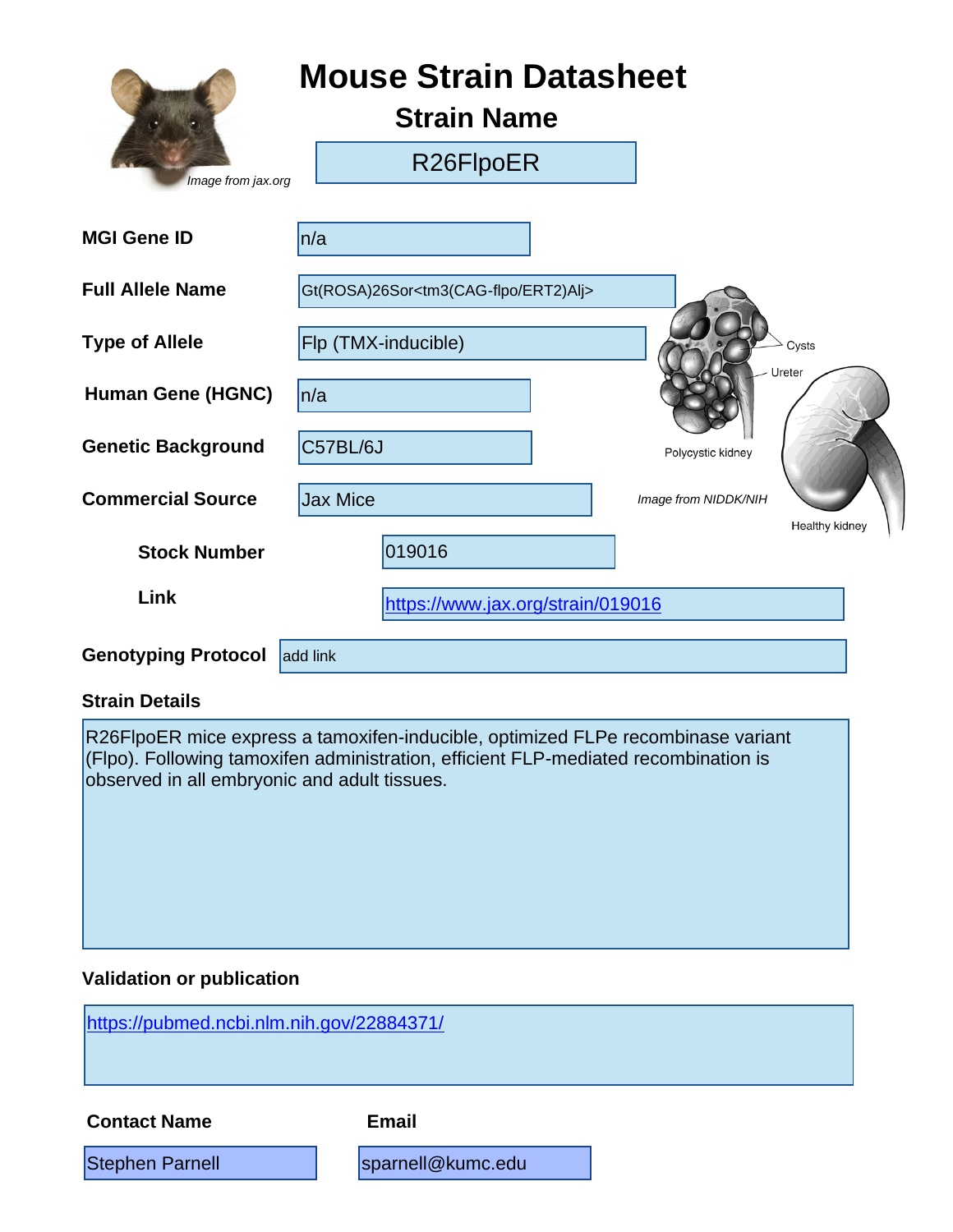# Mouse Strain Datasheet

## Strain Name

R26FlpoER

*Image from jax.org*

| Field | Value |
|---|---|
| **MGI Gene ID** | n/a |
| **Full Allele Name** | Gt(ROSA)26Sor<tm3(CAG-flpo/ERT2)Alj> |
| **Type of Allele** | Flp (TMX-inducible) |
| **Human Gene (HGNC)** | n/a |
| **Genetic Background** | C57BL/6J |
| **Commercial Source** | Jax Mice |
| **Stock Number** | 019016 |
| **Link** | https://www.jax.org/strain/019016 |
| **Genotyping Protocol** | add link |

Cysts

Ureter

Polycystic kidney

Healthy kidney

*Image from NIDDK/NIH*

**Strain Details**

R26FlpoER mice express a tamoxifen-inducible, optimized FLPe recombinase variant (Flpo). Following tamoxifen administration, efficient FLP-mediated recombination is observed in all embryonic and adult tissues.

**Validation or publication**

https://pubmed.ncbi.nlm.nih.gov/22884371/

| Contact Name | Email |
|---|---|
| Stephen Parnell | sparnell@kumc.edu |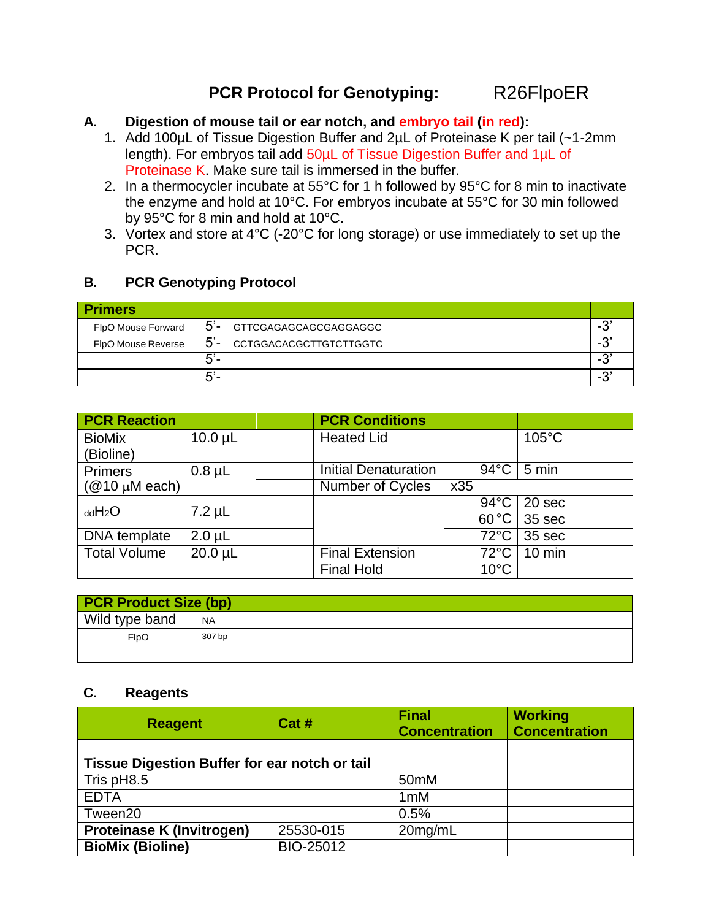# PCR Protocol for Genotyping: R26FlpoER

**A. Digestion of mouse tail or ear notch, and embryo tail (in red):**

1. Add 100µL of Tissue Digestion Buffer and 2µL of Proteinase K per tail (~1-2mm length). For embryos tail add 50µL of Tissue Digestion Buffer and 1µL of Proteinase K. Make sure tail is immersed in the buffer.
2. In a thermocycler incubate at 55°C for 1 h followed by 95°C for 8 min to inactivate the enzyme and hold at 10°C. For embryos incubate at 55°C for 30 min followed by 95°C for 8 min and hold at 10°C.
3. Vortex and store at 4°C (-20°C for long storage) or use immediately to set up the PCR.

**B. PCR Genotyping Protocol**

| Primers | | | |
|---|---|---|---|
| FlpO Mouse Forward | 5'- | GTTCGAGAGCAGCGAGGAGGC | -3' |
| FlpO Mouse Reverse | 5'- | CCTGGACACGCTTGTCTTGGTC | -3' |
| | 5'- | | -3' |
| | 5'- | | -3' |

| PCR Reaction | | | PCR Conditions | | |
|---|---|---|---|---|---|
| BioMix (Bioline) | 10.0 µL | | Heated Lid | | 105°C |
| Primers (@10 µM each) | 0.8 µL | | Initial Denaturation | 94°C | 5 min |
| | | | Number of Cycles | x35 | |
| $_{dd}H_2O$ | 7.2 µL | | | 94°C | 20 sec |
| | | | | 60 °C | 35 sec |
| DNA template | 2.0 µL | | | 72°C | 35 sec |
| Total Volume | 20.0 µL | | Final Extension | 72°C | 10 min |
| | | | Final Hold | 10°C | |

| PCR Product Size (bp) | |
|---|---|
| Wild type band | NA |
| FlpO | 307 bp |
| | |

**C. Reagents**

| Reagent | Cat # | Final Concentration | Working Concentration |
|---|---|---|---|
| | | | |
| **Tissue Digestion Buffer for ear notch or tail** | | | |
| Tris pH8.5 | | 50mM | |
| EDTA | | 1mM | |
| Tween20 | | 0.5% | |
| **Proteinase K (Invitrogen)** | 25530-015 | 20mg/mL | |
| **BioMix (Bioline)** | BIO-25012 | | |